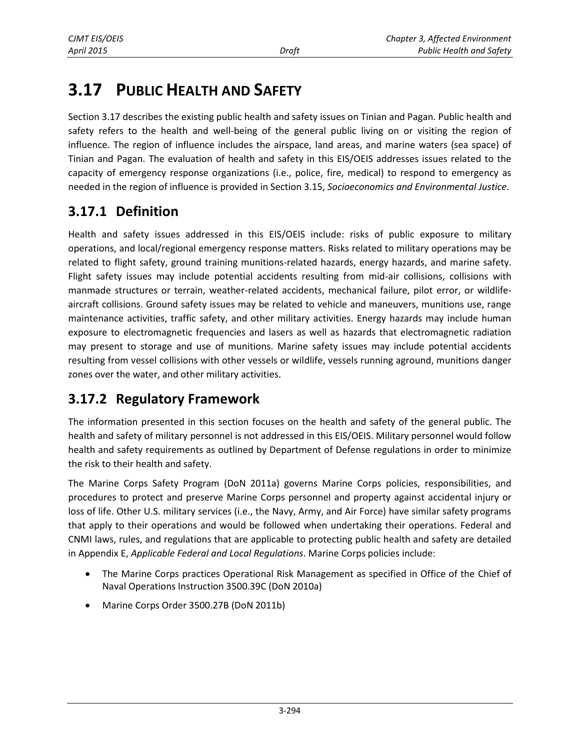# 3.17 PUBLIC HEALTH AND SAFETY

Section 3.17 describes the existing public health and safety issues on Tinian and Pagan. Public health and safety refers to the health and well-being of the general public living on or visiting the region of influence. The region of influence includes the airspace, land areas, and marine waters (sea space) of Tinian and Pagan. The evaluation of health and safety in this EIS/OEIS addresses issues related to the capacity of emergency response organizations (i.e., police, fire, medical) to respond to emergency as needed in the region of influence is provided in Section 3.15, *Socioeconomics and Environmental Justice*.

## 3.17.1 Definition

Health and safety issues addressed in this EIS/OEIS include: risks of public exposure to military operations, and local/regional emergency response matters. Risks related to military operations may be related to flight safety, ground training munitions-related hazards, energy hazards, and marine safety. Flight safety issues may include potential accidents resulting from mid-air collisions, collisions with manmade structures or terrain, weather-related accidents, mechanical failure, pilot error, or wildlife-aircraft collisions. Ground safety issues may be related to vehicle and maneuvers, munitions use, range maintenance activities, traffic safety, and other military activities. Energy hazards may include human exposure to electromagnetic frequencies and lasers as well as hazards that electromagnetic radiation may present to storage and use of munitions. Marine safety issues may include potential accidents resulting from vessel collisions with other vessels or wildlife, vessels running aground, munitions danger zones over the water, and other military activities.

## 3.17.2 Regulatory Framework

The information presented in this section focuses on the health and safety of the general public. The health and safety of military personnel is not addressed in this EIS/OEIS. Military personnel would follow health and safety requirements as outlined by Department of Defense regulations in order to minimize the risk to their health and safety.

The Marine Corps Safety Program (DoN 2011a) governs Marine Corps policies, responsibilities, and procedures to protect and preserve Marine Corps personnel and property against accidental injury or loss of life. Other U.S. military services (i.e., the Navy, Army, and Air Force) have similar safety programs that apply to their operations and would be followed when undertaking their operations. Federal and CNMI laws, rules, and regulations that are applicable to protecting public health and safety are detailed in Appendix E, *Applicable Federal and Local Regulations*. Marine Corps policies include:

- The Marine Corps practices Operational Risk Management as specified in Office of the Chief of Naval Operations Instruction 3500.39C (DoN 2010a)
- Marine Corps Order 3500.27B (DoN 2011b)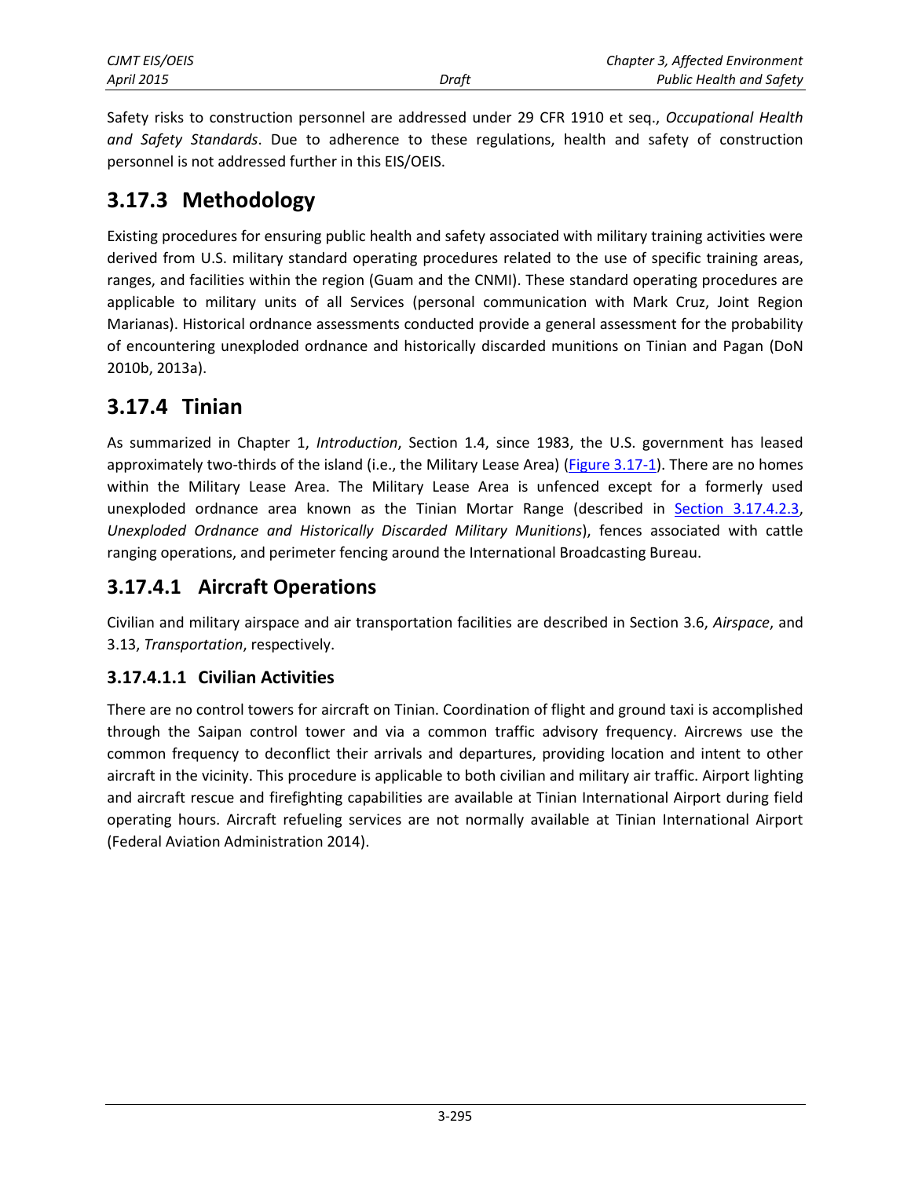Safety risks to construction personnel are addressed under 29 CFR 1910 et seq., *Occupational Health and Safety Standards*. Due to adherence to these regulations, health and safety of construction personnel is not addressed further in this EIS/OEIS.

## 3.17.3 Methodology

Existing procedures for ensuring public health and safety associated with military training activities were derived from U.S. military standard operating procedures related to the use of specific training areas, ranges, and facilities within the region (Guam and the CNMI). These standard operating procedures are applicable to military units of all Services (personal communication with Mark Cruz, Joint Region Marianas). Historical ordnance assessments conducted provide a general assessment for the probability of encountering unexploded ordnance and historically discarded munitions on Tinian and Pagan (DoN 2010b, 2013a).

## 3.17.4 Tinian

As summarized in Chapter 1, *Introduction*, Section 1.4, since 1983, the U.S. government has leased approximately two-thirds of the island (i.e., the Military Lease Area) (Figure 3.17-1). There are no homes within the Military Lease Area. The Military Lease Area is unfenced except for a formerly used unexploded ordnance area known as the Tinian Mortar Range (described in Section 3.17.4.2.3, *Unexploded Ordnance and Historically Discarded Military Munitions*), fences associated with cattle ranging operations, and perimeter fencing around the International Broadcasting Bureau.

## 3.17.4.1 Aircraft Operations

Civilian and military airspace and air transportation facilities are described in Section 3.6, *Airspace*, and 3.13, *Transportation*, respectively.

### 3.17.4.1.1 Civilian Activities

There are no control towers for aircraft on Tinian. Coordination of flight and ground taxi is accomplished through the Saipan control tower and via a common traffic advisory frequency. Aircrews use the common frequency to deconflict their arrivals and departures, providing location and intent to other aircraft in the vicinity. This procedure is applicable to both civilian and military air traffic. Airport lighting and aircraft rescue and firefighting capabilities are available at Tinian International Airport during field operating hours. Aircraft refueling services are not normally available at Tinian International Airport (Federal Aviation Administration 2014).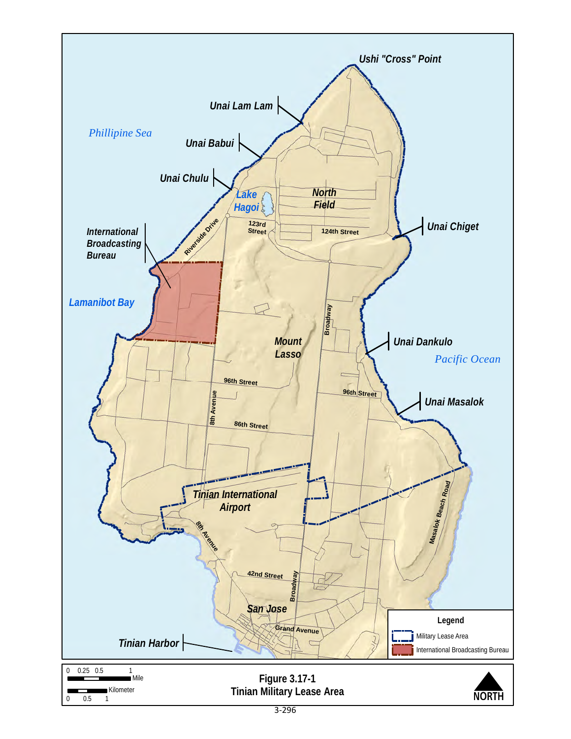**Figure 3.17-1**
**Tinian Military Lease Area**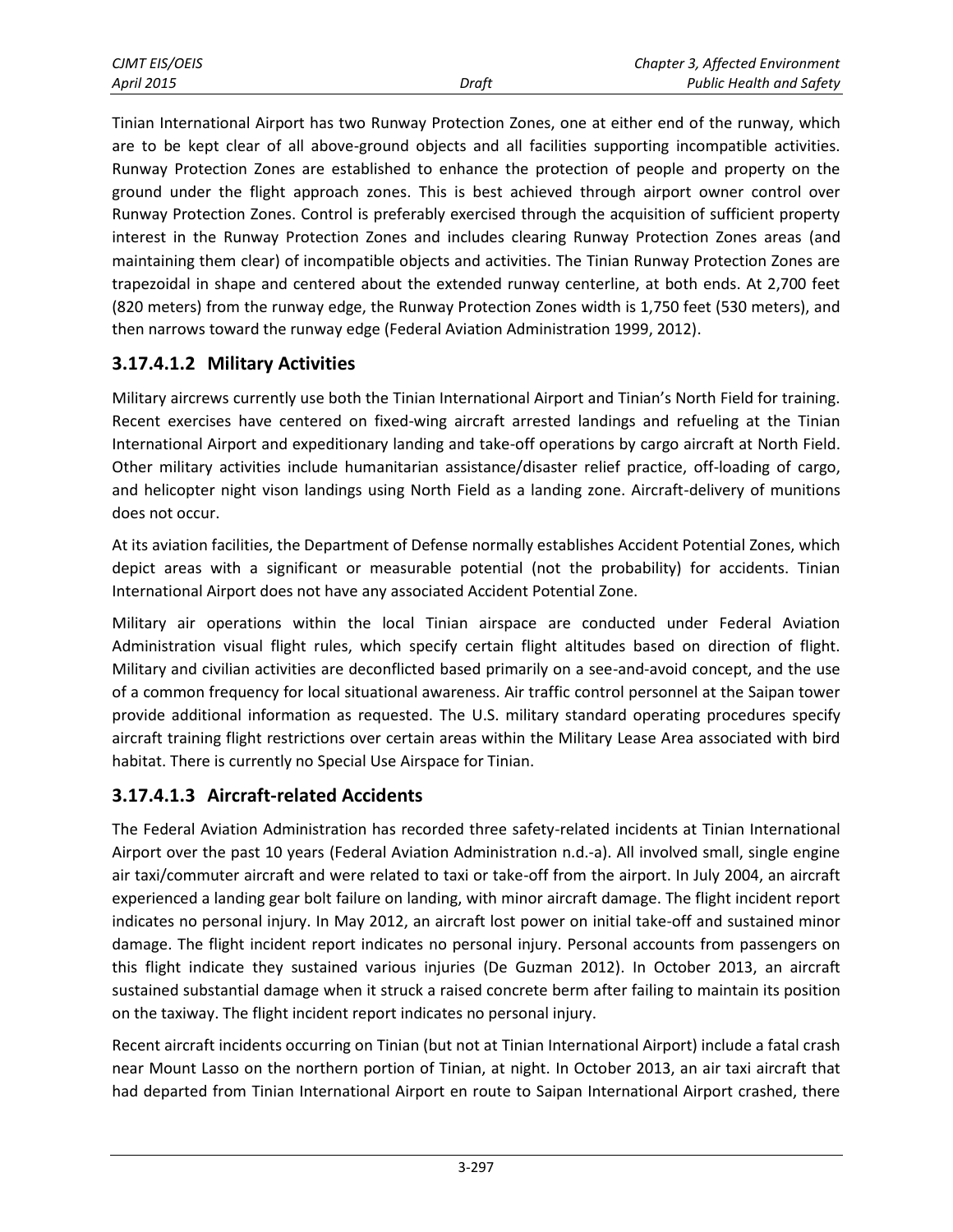Tinian International Airport has two Runway Protection Zones, one at either end of the runway, which are to be kept clear of all above-ground objects and all facilities supporting incompatible activities. Runway Protection Zones are established to enhance the protection of people and property on the ground under the flight approach zones. This is best achieved through airport owner control over Runway Protection Zones. Control is preferably exercised through the acquisition of sufficient property interest in the Runway Protection Zones and includes clearing Runway Protection Zones areas (and maintaining them clear) of incompatible objects and activities. The Tinian Runway Protection Zones are trapezoidal in shape and centered about the extended runway centerline, at both ends. At 2,700 feet (820 meters) from the runway edge, the Runway Protection Zones width is 1,750 feet (530 meters), and then narrows toward the runway edge (Federal Aviation Administration 1999, 2012).

### 3.17.4.1.2 Military Activities

Military aircrews currently use both the Tinian International Airport and Tinian's North Field for training. Recent exercises have centered on fixed-wing aircraft arrested landings and refueling at the Tinian International Airport and expeditionary landing and take-off operations by cargo aircraft at North Field. Other military activities include humanitarian assistance/disaster relief practice, off-loading of cargo, and helicopter night vison landings using North Field as a landing zone. Aircraft-delivery of munitions does not occur.

At its aviation facilities, the Department of Defense normally establishes Accident Potential Zones, which depict areas with a significant or measurable potential (not the probability) for accidents. Tinian International Airport does not have any associated Accident Potential Zone.

Military air operations within the local Tinian airspace are conducted under Federal Aviation Administration visual flight rules, which specify certain flight altitudes based on direction of flight. Military and civilian activities are deconflicted based primarily on a see-and-avoid concept, and the use of a common frequency for local situational awareness. Air traffic control personnel at the Saipan tower provide additional information as requested. The U.S. military standard operating procedures specify aircraft training flight restrictions over certain areas within the Military Lease Area associated with bird habitat. There is currently no Special Use Airspace for Tinian.

### 3.17.4.1.3 Aircraft-related Accidents

The Federal Aviation Administration has recorded three safety-related incidents at Tinian International Airport over the past 10 years (Federal Aviation Administration n.d.-a). All involved small, single engine air taxi/commuter aircraft and were related to taxi or take-off from the airport. In July 2004, an aircraft experienced a landing gear bolt failure on landing, with minor aircraft damage. The flight incident report indicates no personal injury. In May 2012, an aircraft lost power on initial take-off and sustained minor damage. The flight incident report indicates no personal injury. Personal accounts from passengers on this flight indicate they sustained various injuries (De Guzman 2012). In October 2013, an aircraft sustained substantial damage when it struck a raised concrete berm after failing to maintain its position on the taxiway. The flight incident report indicates no personal injury.

Recent aircraft incidents occurring on Tinian (but not at Tinian International Airport) include a fatal crash near Mount Lasso on the northern portion of Tinian, at night. In October 2013, an air taxi aircraft that had departed from Tinian International Airport en route to Saipan International Airport crashed, there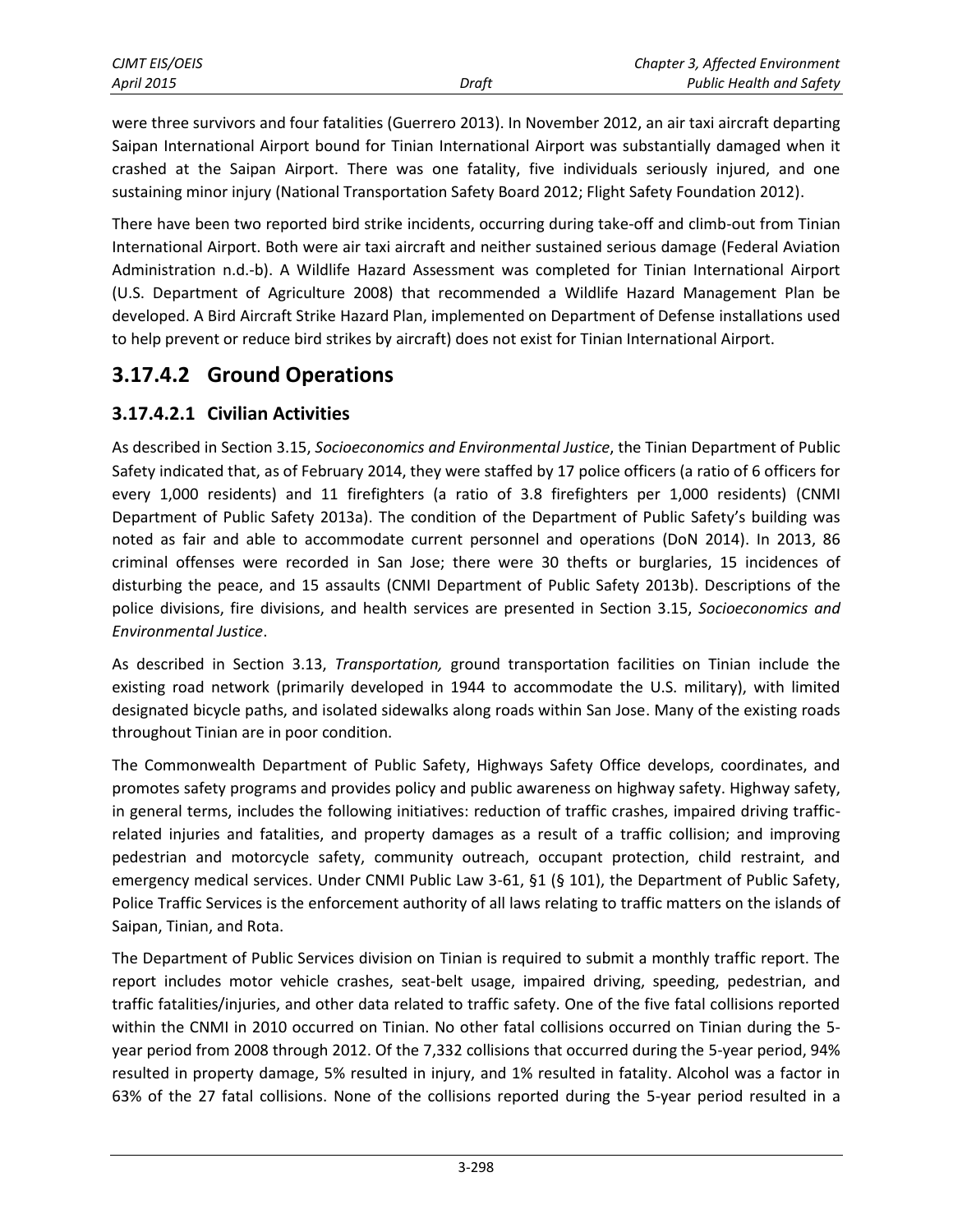were three survivors and four fatalities (Guerrero 2013). In November 2012, an air taxi aircraft departing Saipan International Airport bound for Tinian International Airport was substantially damaged when it crashed at the Saipan Airport. There was one fatality, five individuals seriously injured, and one sustaining minor injury (National Transportation Safety Board 2012; Flight Safety Foundation 2012).

There have been two reported bird strike incidents, occurring during take-off and climb-out from Tinian International Airport. Both were air taxi aircraft and neither sustained serious damage (Federal Aviation Administration n.d.-b). A Wildlife Hazard Assessment was completed for Tinian International Airport (U.S. Department of Agriculture 2008) that recommended a Wildlife Hazard Management Plan be developed. A Bird Aircraft Strike Hazard Plan, implemented on Department of Defense installations used to help prevent or reduce bird strikes by aircraft) does not exist for Tinian International Airport.

## 3.17.4.2 Ground Operations

### 3.17.4.2.1 Civilian Activities

As described in Section 3.15, *Socioeconomics and Environmental Justice*, the Tinian Department of Public Safety indicated that, as of February 2014, they were staffed by 17 police officers (a ratio of 6 officers for every 1,000 residents) and 11 firefighters (a ratio of 3.8 firefighters per 1,000 residents) (CNMI Department of Public Safety 2013a). The condition of the Department of Public Safety's building was noted as fair and able to accommodate current personnel and operations (DoN 2014). In 2013, 86 criminal offenses were recorded in San Jose; there were 30 thefts or burglaries, 15 incidences of disturbing the peace, and 15 assaults (CNMI Department of Public Safety 2013b). Descriptions of the police divisions, fire divisions, and health services are presented in Section 3.15, *Socioeconomics and Environmental Justice*.

As described in Section 3.13, *Transportation,* ground transportation facilities on Tinian include the existing road network (primarily developed in 1944 to accommodate the U.S. military), with limited designated bicycle paths, and isolated sidewalks along roads within San Jose. Many of the existing roads throughout Tinian are in poor condition.

The Commonwealth Department of Public Safety, Highways Safety Office develops, coordinates, and promotes safety programs and provides policy and public awareness on highway safety. Highway safety, in general terms, includes the following initiatives: reduction of traffic crashes, impaired driving traffic-related injuries and fatalities, and property damages as a result of a traffic collision; and improving pedestrian and motorcycle safety, community outreach, occupant protection, child restraint, and emergency medical services. Under CNMI Public Law 3-61, §1 (§ 101), the Department of Public Safety, Police Traffic Services is the enforcement authority of all laws relating to traffic matters on the islands of Saipan, Tinian, and Rota.

The Department of Public Services division on Tinian is required to submit a monthly traffic report. The report includes motor vehicle crashes, seat-belt usage, impaired driving, speeding, pedestrian, and traffic fatalities/injuries, and other data related to traffic safety. One of the five fatal collisions reported within the CNMI in 2010 occurred on Tinian. No other fatal collisions occurred on Tinian during the 5-year period from 2008 through 2012. Of the 7,332 collisions that occurred during the 5-year period, 94% resulted in property damage, 5% resulted in injury, and 1% resulted in fatality. Alcohol was a factor in 63% of the 27 fatal collisions. None of the collisions reported during the 5-year period resulted in a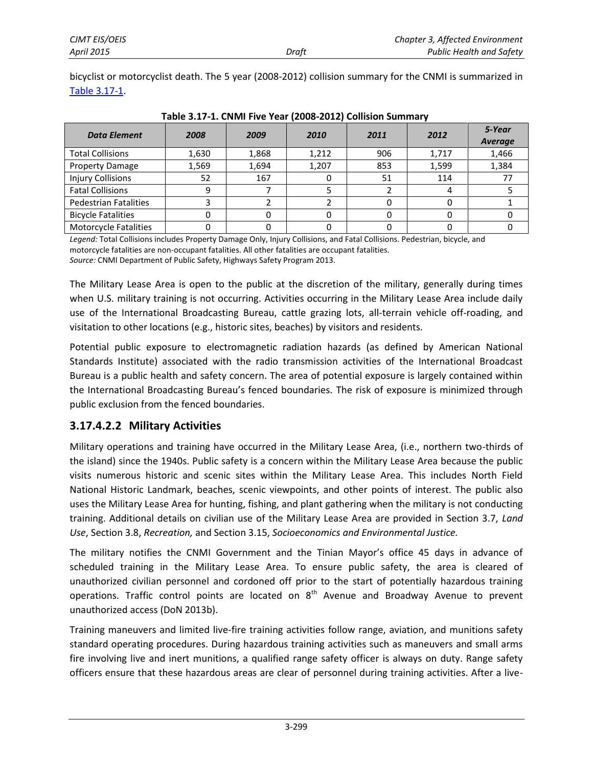bicyclist or motorcyclist death. The 5 year (2008-2012) collision summary for the CNMI is summarized in Table 3.17-1.

**Table 3.17-1. CNMI Five Year (2008-2012) Collision Summary**

| *Data Element* | *2008* | *2009* | *2010* | *2011* | *2012* | *5-Year Average* |
|---|---|---|---|---|---|---|
| Total Collisions | 1,630 | 1,868 | 1,212 | 906 | 1,717 | 1,466 |
| Property Damage | 1,569 | 1,694 | 1,207 | 853 | 1,599 | 1,384 |
| Injury Collisions | 52 | 167 | 0 | 51 | 114 | 77 |
| Fatal Collisions | 9 | 7 | 5 | 2 | 4 | 5 |
| Pedestrian Fatalities | 3 | 2 | 2 | 0 | 0 | 1 |
| Bicycle Fatalities | 0 | 0 | 0 | 0 | 0 | 0 |
| Motorcycle Fatalities | 0 | 0 | 0 | 0 | 0 | 0 |

*Legend:* Total Collisions includes Property Damage Only, Injury Collisions, and Fatal Collisions. Pedestrian, bicycle, and motorcycle fatalities are non-occupant fatalities. All other fatalities are occupant fatalities.
*Source:* CNMI Department of Public Safety, Highways Safety Program 2013.

The Military Lease Area is open to the public at the discretion of the military, generally during times when U.S. military training is not occurring. Activities occurring in the Military Lease Area include daily use of the International Broadcasting Bureau, cattle grazing lots, all-terrain vehicle off-roading, and visitation to other locations (e.g., historic sites, beaches) by visitors and residents.

Potential public exposure to electromagnetic radiation hazards (as defined by American National Standards Institute) associated with the radio transmission activities of the International Broadcast Bureau is a public health and safety concern. The area of potential exposure is largely contained within the International Broadcasting Bureau's fenced boundaries. The risk of exposure is minimized through public exclusion from the fenced boundaries.

### 3.17.4.2.2 Military Activities

Military operations and training have occurred in the Military Lease Area, (i.e., northern two-thirds of the island) since the 1940s. Public safety is a concern within the Military Lease Area because the public visits numerous historic and scenic sites within the Military Lease Area. This includes North Field National Historic Landmark, beaches, scenic viewpoints, and other points of interest. The public also uses the Military Lease Area for hunting, fishing, and plant gathering when the military is not conducting training. Additional details on civilian use of the Military Lease Area are provided in Section 3.7, *Land Use*, Section 3.8, *Recreation,* and Section 3.15, *Socioeconomics and Environmental Justice.*

The military notifies the CNMI Government and the Tinian Mayor's office 45 days in advance of scheduled training in the Military Lease Area. To ensure public safety, the area is cleared of unauthorized civilian personnel and cordoned off prior to the start of potentially hazardous training operations. Traffic control points are located on 8th Avenue and Broadway Avenue to prevent unauthorized access (DoN 2013b).

Training maneuvers and limited live-fire training activities follow range, aviation, and munitions safety standard operating procedures. During hazardous training activities such as maneuvers and small arms fire involving live and inert munitions, a qualified range safety officer is always on duty. Range safety officers ensure that these hazardous areas are clear of personnel during training activities. After a live-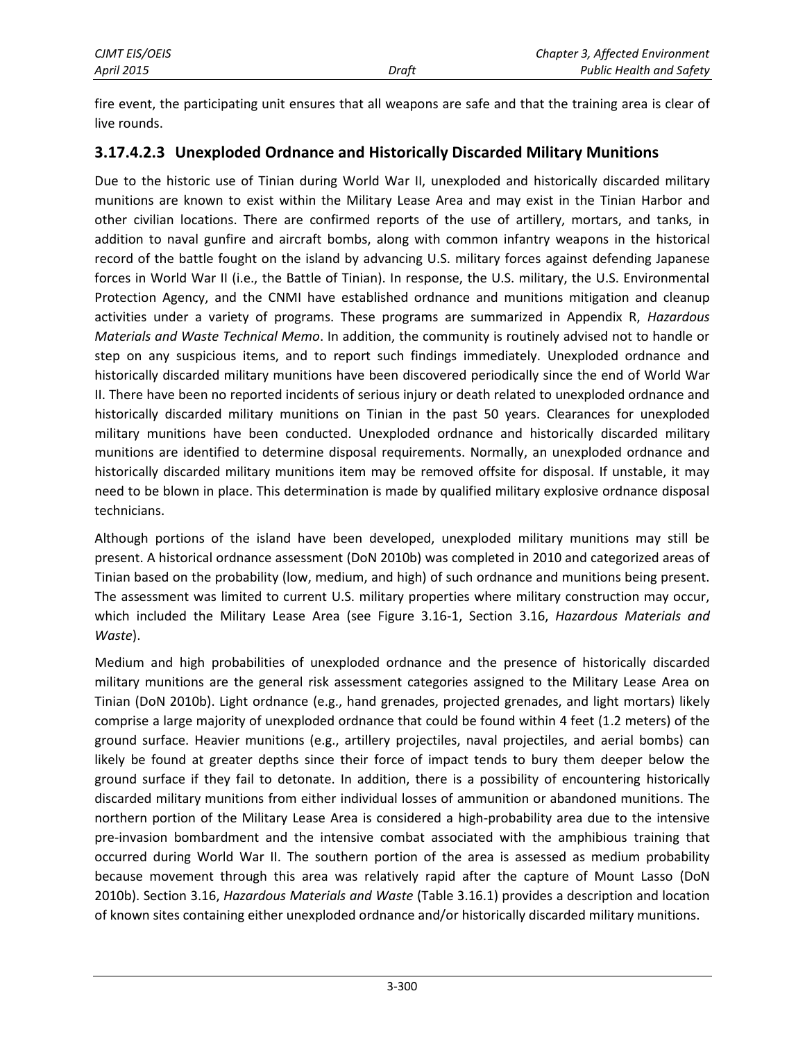fire event, the participating unit ensures that all weapons are safe and that the training area is clear of live rounds.

#### 3.17.4.2.3 Unexploded Ordnance and Historically Discarded Military Munitions

Due to the historic use of Tinian during World War II, unexploded and historically discarded military munitions are known to exist within the Military Lease Area and may exist in the Tinian Harbor and other civilian locations. There are confirmed reports of the use of artillery, mortars, and tanks, in addition to naval gunfire and aircraft bombs, along with common infantry weapons in the historical record of the battle fought on the island by advancing U.S. military forces against defending Japanese forces in World War II (i.e., the Battle of Tinian). In response, the U.S. military, the U.S. Environmental Protection Agency, and the CNMI have established ordnance and munitions mitigation and cleanup activities under a variety of programs. These programs are summarized in Appendix R, *Hazardous Materials and Waste Technical Memo*. In addition, the community is routinely advised not to handle or step on any suspicious items, and to report such findings immediately. Unexploded ordnance and historically discarded military munitions have been discovered periodically since the end of World War II. There have been no reported incidents of serious injury or death related to unexploded ordnance and historically discarded military munitions on Tinian in the past 50 years. Clearances for unexploded military munitions have been conducted. Unexploded ordnance and historically discarded military munitions are identified to determine disposal requirements. Normally, an unexploded ordnance and historically discarded military munitions item may be removed offsite for disposal. If unstable, it may need to be blown in place. This determination is made by qualified military explosive ordnance disposal technicians.

Although portions of the island have been developed, unexploded military munitions may still be present. A historical ordnance assessment (DoN 2010b) was completed in 2010 and categorized areas of Tinian based on the probability (low, medium, and high) of such ordnance and munitions being present. The assessment was limited to current U.S. military properties where military construction may occur, which included the Military Lease Area (see Figure 3.16-1, Section 3.16, *Hazardous Materials and Waste*).

Medium and high probabilities of unexploded ordnance and the presence of historically discarded military munitions are the general risk assessment categories assigned to the Military Lease Area on Tinian (DoN 2010b). Light ordnance (e.g., hand grenades, projected grenades, and light mortars) likely comprise a large majority of unexploded ordnance that could be found within 4 feet (1.2 meters) of the ground surface. Heavier munitions (e.g., artillery projectiles, naval projectiles, and aerial bombs) can likely be found at greater depths since their force of impact tends to bury them deeper below the ground surface if they fail to detonate. In addition, there is a possibility of encountering historically discarded military munitions from either individual losses of ammunition or abandoned munitions. The northern portion of the Military Lease Area is considered a high-probability area due to the intensive pre-invasion bombardment and the intensive combat associated with the amphibious training that occurred during World War II. The southern portion of the area is assessed as medium probability because movement through this area was relatively rapid after the capture of Mount Lasso (DoN 2010b). Section 3.16, *Hazardous Materials and Waste* (Table 3.16.1) provides a description and location of known sites containing either unexploded ordnance and/or historically discarded military munitions.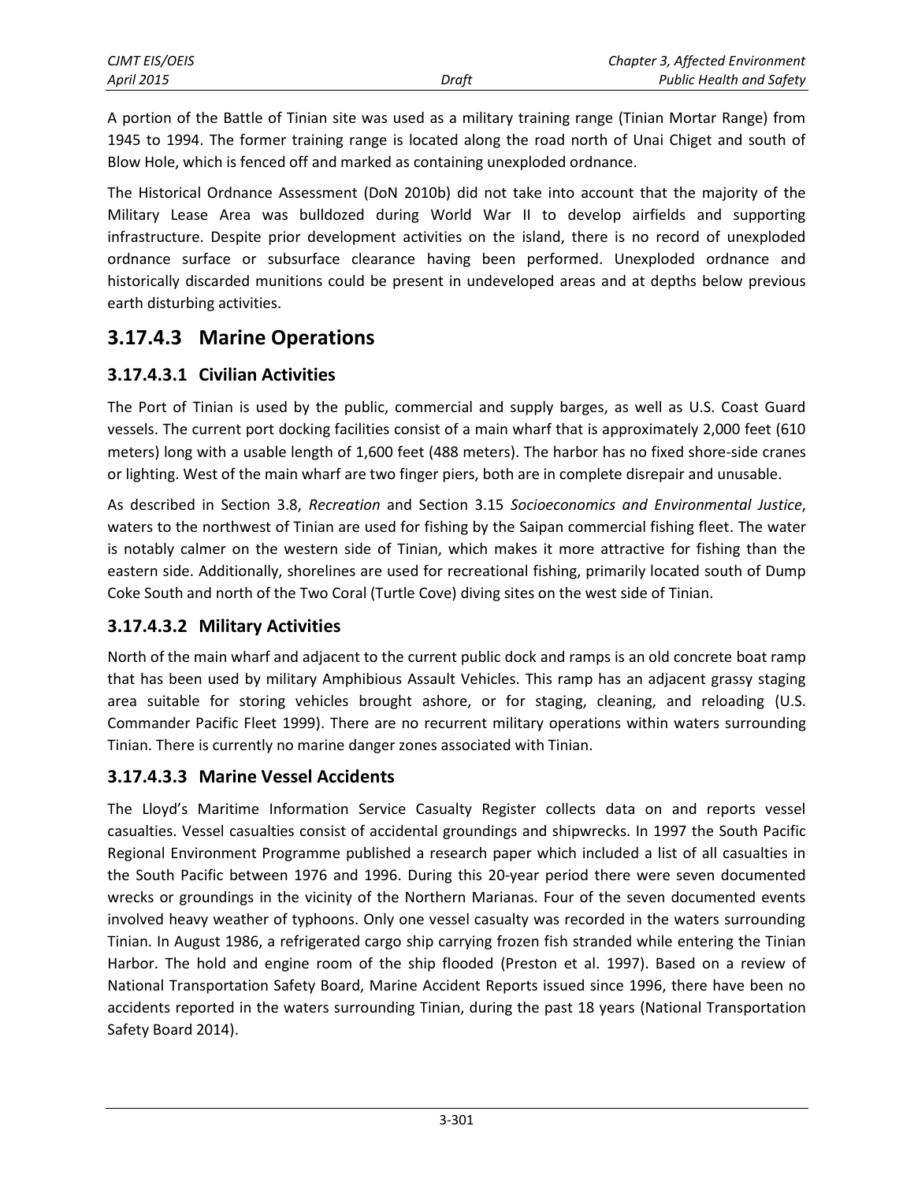A portion of the Battle of Tinian site was used as a military training range (Tinian Mortar Range) from 1945 to 1994. The former training range is located along the road north of Unai Chiget and south of Blow Hole, which is fenced off and marked as containing unexploded ordnance.

The Historical Ordnance Assessment (DoN 2010b) did not take into account that the majority of the Military Lease Area was bulldozed during World War II to develop airfields and supporting infrastructure. Despite prior development activities on the island, there is no record of unexploded ordnance surface or subsurface clearance having been performed. Unexploded ordnance and historically discarded munitions could be present in undeveloped areas and at depths below previous earth disturbing activities.

## 3.17.4.3 Marine Operations

### 3.17.4.3.1 Civilian Activities

The Port of Tinian is used by the public, commercial and supply barges, as well as U.S. Coast Guard vessels. The current port docking facilities consist of a main wharf that is approximately 2,000 feet (610 meters) long with a usable length of 1,600 feet (488 meters). The harbor has no fixed shore-side cranes or lighting. West of the main wharf are two finger piers, both are in complete disrepair and unusable.

As described in Section 3.8, *Recreation* and Section 3.15 *Socioeconomics and Environmental Justice*, waters to the northwest of Tinian are used for fishing by the Saipan commercial fishing fleet. The water is notably calmer on the western side of Tinian, which makes it more attractive for fishing than the eastern side. Additionally, shorelines are used for recreational fishing, primarily located south of Dump Coke South and north of the Two Coral (Turtle Cove) diving sites on the west side of Tinian.

### 3.17.4.3.2 Military Activities

North of the main wharf and adjacent to the current public dock and ramps is an old concrete boat ramp that has been used by military Amphibious Assault Vehicles. This ramp has an adjacent grassy staging area suitable for storing vehicles brought ashore, or for staging, cleaning, and reloading (U.S. Commander Pacific Fleet 1999). There are no recurrent military operations within waters surrounding Tinian. There is currently no marine danger zones associated with Tinian.

### 3.17.4.3.3 Marine Vessel Accidents

The Lloyd's Maritime Information Service Casualty Register collects data on and reports vessel casualties. Vessel casualties consist of accidental groundings and shipwrecks. In 1997 the South Pacific Regional Environment Programme published a research paper which included a list of all casualties in the South Pacific between 1976 and 1996. During this 20-year period there were seven documented wrecks or groundings in the vicinity of the Northern Marianas. Four of the seven documented events involved heavy weather of typhoons. Only one vessel casualty was recorded in the waters surrounding Tinian. In August 1986, a refrigerated cargo ship carrying frozen fish stranded while entering the Tinian Harbor. The hold and engine room of the ship flooded (Preston et al. 1997). Based on a review of National Transportation Safety Board, Marine Accident Reports issued since 1996, there have been no accidents reported in the waters surrounding Tinian, during the past 18 years (National Transportation Safety Board 2014).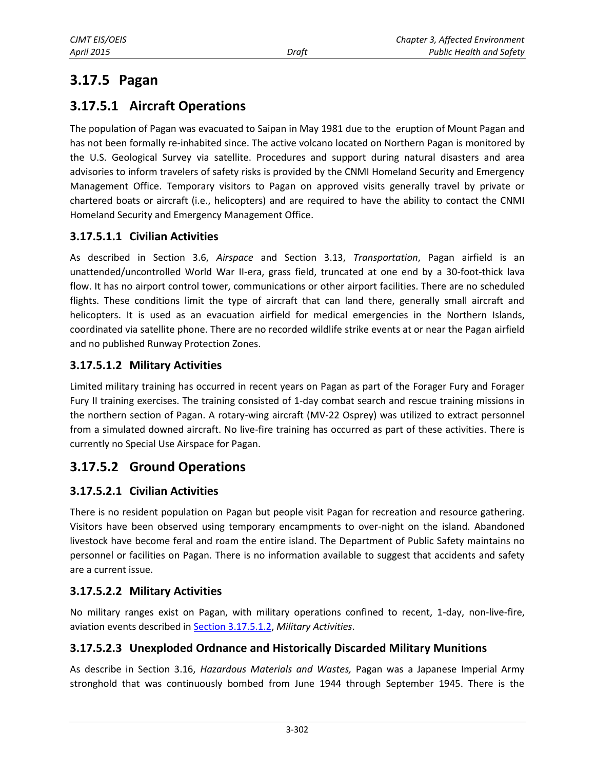## 3.17.5 Pagan

### 3.17.5.1 Aircraft Operations

The population of Pagan was evacuated to Saipan in May 1981 due to the eruption of Mount Pagan and has not been formally re-inhabited since. The active volcano located on Northern Pagan is monitored by the U.S. Geological Survey via satellite. Procedures and support during natural disasters and area advisories to inform travelers of safety risks is provided by the CNMI Homeland Security and Emergency Management Office. Temporary visitors to Pagan on approved visits generally travel by private or chartered boats or aircraft (i.e., helicopters) and are required to have the ability to contact the CNMI Homeland Security and Emergency Management Office.

#### 3.17.5.1.1 Civilian Activities

As described in Section 3.6, *Airspace* and Section 3.13, *Transportation*, Pagan airfield is an unattended/uncontrolled World War II-era, grass field, truncated at one end by a 30-foot-thick lava flow. It has no airport control tower, communications or other airport facilities. There are no scheduled flights. These conditions limit the type of aircraft that can land there, generally small aircraft and helicopters. It is used as an evacuation airfield for medical emergencies in the Northern Islands, coordinated via satellite phone. There are no recorded wildlife strike events at or near the Pagan airfield and no published Runway Protection Zones.

#### 3.17.5.1.2 Military Activities

Limited military training has occurred in recent years on Pagan as part of the Forager Fury and Forager Fury II training exercises. The training consisted of 1-day combat search and rescue training missions in the northern section of Pagan. A rotary-wing aircraft (MV-22 Osprey) was utilized to extract personnel from a simulated downed aircraft. No live-fire training has occurred as part of these activities. There is currently no Special Use Airspace for Pagan.

### 3.17.5.2 Ground Operations

#### 3.17.5.2.1 Civilian Activities

There is no resident population on Pagan but people visit Pagan for recreation and resource gathering. Visitors have been observed using temporary encampments to over-night on the island. Abandoned livestock have become feral and roam the entire island. The Department of Public Safety maintains no personnel or facilities on Pagan. There is no information available to suggest that accidents and safety are a current issue.

#### 3.17.5.2.2 Military Activities

No military ranges exist on Pagan, with military operations confined to recent, 1-day, non-live-fire, aviation events described in Section 3.17.5.1.2, *Military Activities*.

#### 3.17.5.2.3 Unexploded Ordnance and Historically Discarded Military Munitions

As describe in Section 3.16, *Hazardous Materials and Wastes,* Pagan was a Japanese Imperial Army stronghold that was continuously bombed from June 1944 through September 1945. There is the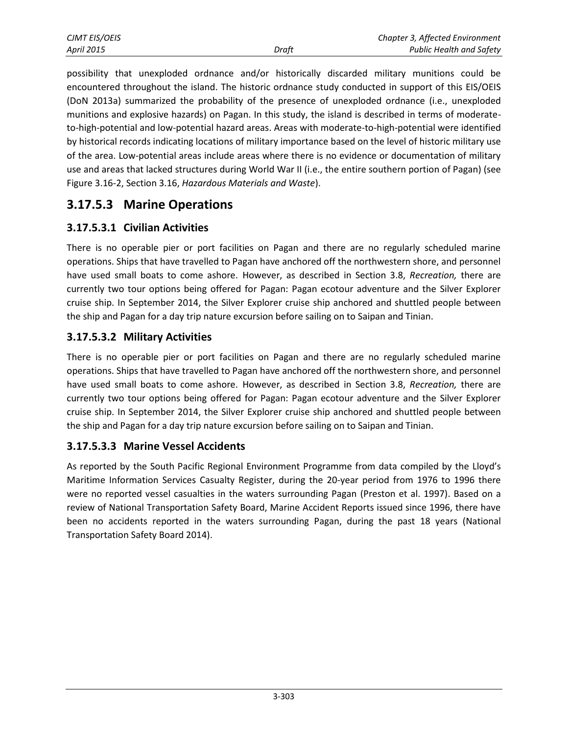possibility that unexploded ordnance and/or historically discarded military munitions could be encountered throughout the island. The historic ordnance study conducted in support of this EIS/OEIS (DoN 2013a) summarized the probability of the presence of unexploded ordnance (i.e., unexploded munitions and explosive hazards) on Pagan. In this study, the island is described in terms of moderate-to-high-potential and low-potential hazard areas. Areas with moderate-to-high-potential were identified by historical records indicating locations of military importance based on the level of historic military use of the area. Low-potential areas include areas where there is no evidence or documentation of military use and areas that lacked structures during World War II (i.e., the entire southern portion of Pagan) (see Figure 3.16-2, Section 3.16, *Hazardous Materials and Waste*).

## 3.17.5.3 Marine Operations

### 3.17.5.3.1 Civilian Activities

There is no operable pier or port facilities on Pagan and there are no regularly scheduled marine operations. Ships that have travelled to Pagan have anchored off the northwestern shore, and personnel have used small boats to come ashore. However, as described in Section 3.8, *Recreation,* there are currently two tour options being offered for Pagan: Pagan ecotour adventure and the Silver Explorer cruise ship. In September 2014, the Silver Explorer cruise ship anchored and shuttled people between the ship and Pagan for a day trip nature excursion before sailing on to Saipan and Tinian.

### 3.17.5.3.2 Military Activities

There is no operable pier or port facilities on Pagan and there are no regularly scheduled marine operations. Ships that have travelled to Pagan have anchored off the northwestern shore, and personnel have used small boats to come ashore. However, as described in Section 3.8, *Recreation,* there are currently two tour options being offered for Pagan: Pagan ecotour adventure and the Silver Explorer cruise ship. In September 2014, the Silver Explorer cruise ship anchored and shuttled people between the ship and Pagan for a day trip nature excursion before sailing on to Saipan and Tinian.

### 3.17.5.3.3 Marine Vessel Accidents

As reported by the South Pacific Regional Environment Programme from data compiled by the Lloyd's Maritime Information Services Casualty Register, during the 20-year period from 1976 to 1996 there were no reported vessel casualties in the waters surrounding Pagan (Preston et al. 1997). Based on a review of National Transportation Safety Board, Marine Accident Reports issued since 1996, there have been no accidents reported in the waters surrounding Pagan, during the past 18 years (National Transportation Safety Board 2014).